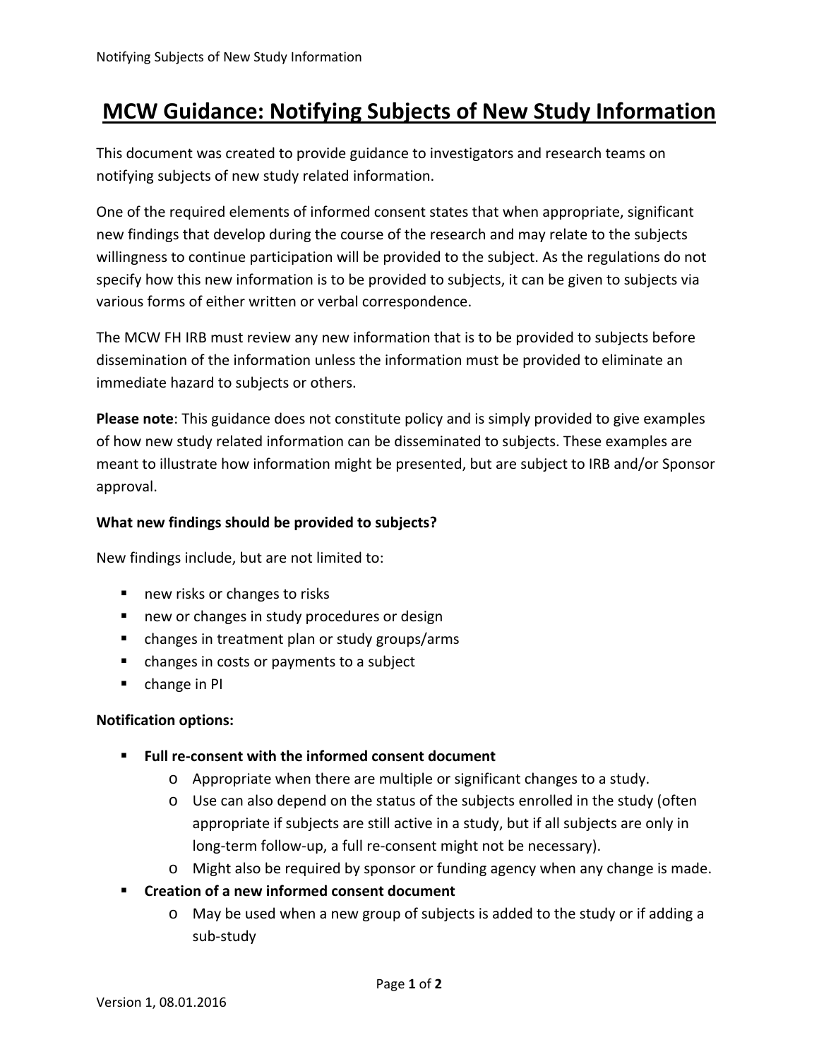# MCW Guidance: Notifying Subjects of New Study Information

This document was created to provide guidance to investigators and research teams on notifying subjects of new study related information.

One of the required elements of informed consent states that when appropriate, significant new findings that develop during the course of the research and may relate to the subjects willingness to continue participation will be provided to the subject. As the regulations do not specify how this new information is to be provided to subjects, it can be given to subjects via various forms of either written or verbal correspondence.

The MCW FH IRB must review any new information that is to be provided to subjects before dissemination of the information unless the information must be provided to eliminate an immediate hazard to subjects or others.

**Please note**: This guidance does not constitute policy and is simply provided to give examples of how new study related information can be disseminated to subjects. These examples are meant to illustrate how information might be presented, but are subject to IRB and/or Sponsor approval.

**What new findings should be provided to subjects?**

New findings include, but are not limited to:

- new risks or changes to risks
- new or changes in study procedures or design
- changes in treatment plan or study groups/arms
- changes in costs or payments to a subject
- change in PI

**Notification options:**

- **Full re-consent with the informed consent document**
  - Appropriate when there are multiple or significant changes to a study.
  - Use can also depend on the status of the subjects enrolled in the study (often appropriate if subjects are still active in a study, but if all subjects are only in long-term follow-up, a full re-consent might not be necessary).
  - Might also be required by sponsor or funding agency when any change is made.
- **Creation of a new informed consent document**
  - May be used when a new group of subjects is added to the study or if adding a sub-study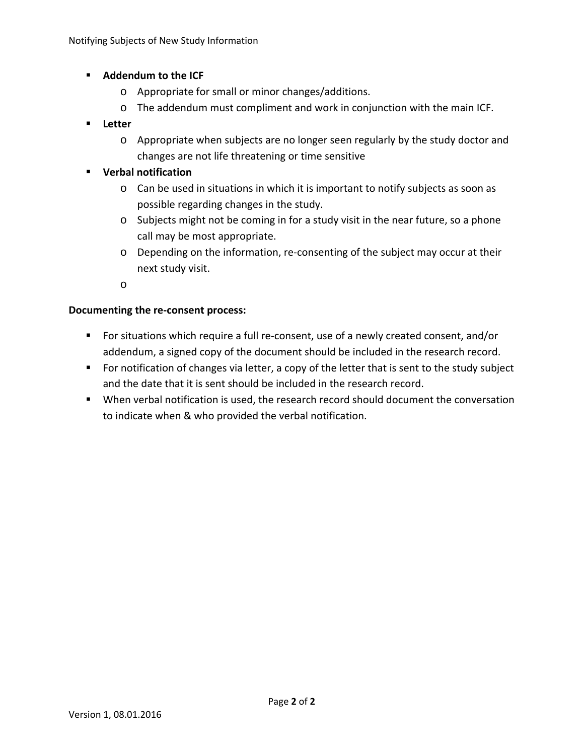- **Addendum to the ICF**
  - Appropriate for small or minor changes/additions.
  - The addendum must compliment and work in conjunction with the main ICF.
- **Letter**
  - Appropriate when subjects are no longer seen regularly by the study doctor and changes are not life threatening or time sensitive
- **Verbal notification**
  - Can be used in situations in which it is important to notify subjects as soon as possible regarding changes in the study.
  - Subjects might not be coming in for a study visit in the near future, so a phone call may be most appropriate.
  - Depending on the information, re-consenting of the subject may occur at their next study visit.

**Documenting the re-consent process:**

- For situations which require a full re-consent, use of a newly created consent, and/or addendum, a signed copy of the document should be included in the research record.
- For notification of changes via letter, a copy of the letter that is sent to the study subject and the date that it is sent should be included in the research record.
- When verbal notification is used, the research record should document the conversation to indicate when & who provided the verbal notification.

Version 1, 08.01.2016